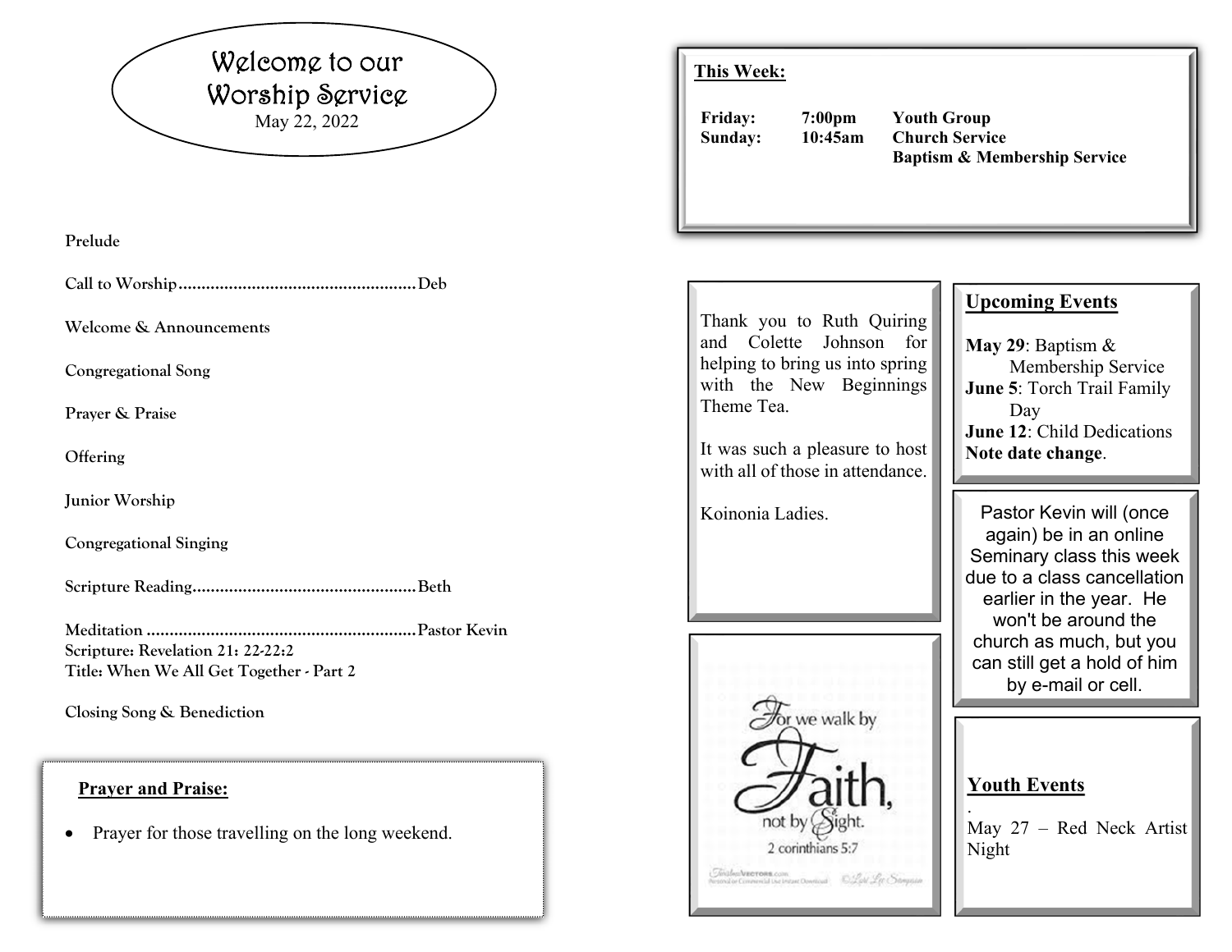# Welcome to our Worship Service

May 22, 2022

Prelude

Call to Worship.....................................................Deb

Welcome & Announcements

Congregational Song

Prayer & Praise

Offering

Junior Worship

Congregational Singing

Scripture Reading.................................................Beth

Meditation ...........................................................Pastor Kevin
Scripture: Revelation 21: 22-22:2
Title: When We All Get Together - Part 2

Closing Song & Benediction

**Prayer and Praise:**

- Prayer for those travelling on the long weekend.

**This Week:**

| | | |
|---|---|---|
| **Friday:** | **7:00pm** | **Youth Group** |
| **Sunday:** | **10:45am** | **Church Service** |
| | | **Baptism & Membership Service** |

Thank you to Ruth Quiring and Colette Johnson for helping to bring us into spring with the New Beginnings Theme Tea.

It was such a pleasure to host with all of those in attendance.

Koinonia Ladies.

For we walk by Faith, not by Sight.
2 corinthians 5:7

**Upcoming Events**

**May 29**: Baptism & Membership Service
**June 5**: Torch Trail Family Day
**June 12**: Child Dedications
**Note date change**.

Pastor Kevin will (once again) be in an online Seminary class this week due to a class cancellation earlier in the year. He won't be around the church as much, but you can still get a hold of him by e-mail or cell.

**Youth Events**

.
May 27 – Red Neck Artist Night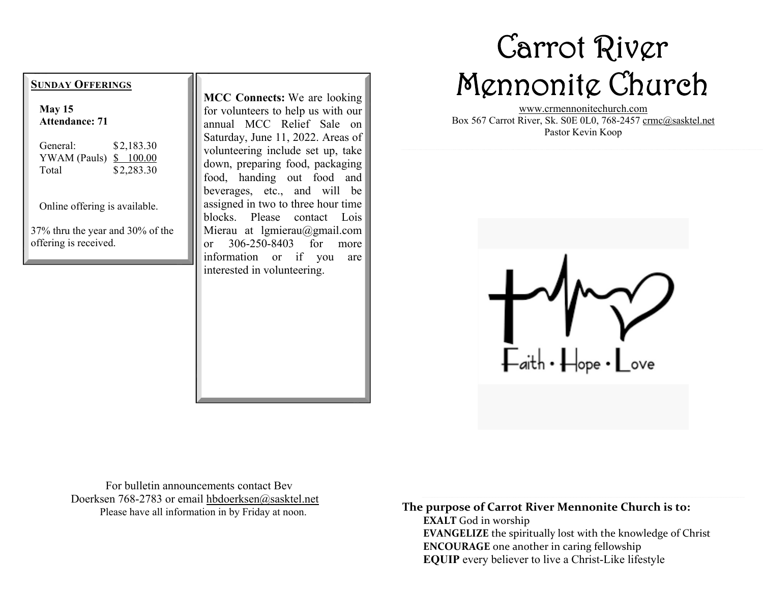## SUNDAY OFFERINGS

**May 15**
**Attendance: 71**

| | |
|---|---|
| General: | $2,183.30 |
| YWAM (Pauls) | $ 100.00 |
| Total | $2,283.30 |

Online offering is available.

37% thru the year and 30% of the offering is received.

**MCC Connects:** We are looking for volunteers to help us with our annual MCC Relief Sale on Saturday, June 11, 2022. Areas of volunteering include set up, take down, preparing food, packaging food, handing out food and beverages, etc., and will be assigned in two to three hour time blocks. Please contact Lois Mierau at lgmierau@gmail.com or 306-250-8403 for more information or if you are interested in volunteering.

For bulletin announcements contact Bev Doerksen 768-2783 or email hbdoerksen@sasktel.net
Please have all information in by Friday at noon.

# Carrot River Mennonite Church

www.crmennonitechurch.com
Box 567 Carrot River, Sk. S0E 0L0, 768-2457 crmc@sasktel.net
Pastor Kevin Koop

Faith • Hope • Love

**The purpose of Carrot River Mennonite Church is to:**
- **EXALT** God in worship
- **EVANGELIZE** the spiritually lost with the knowledge of Christ
- **ENCOURAGE** one another in caring fellowship
- **EQUIP** every believer to live a Christ-Like lifestyle